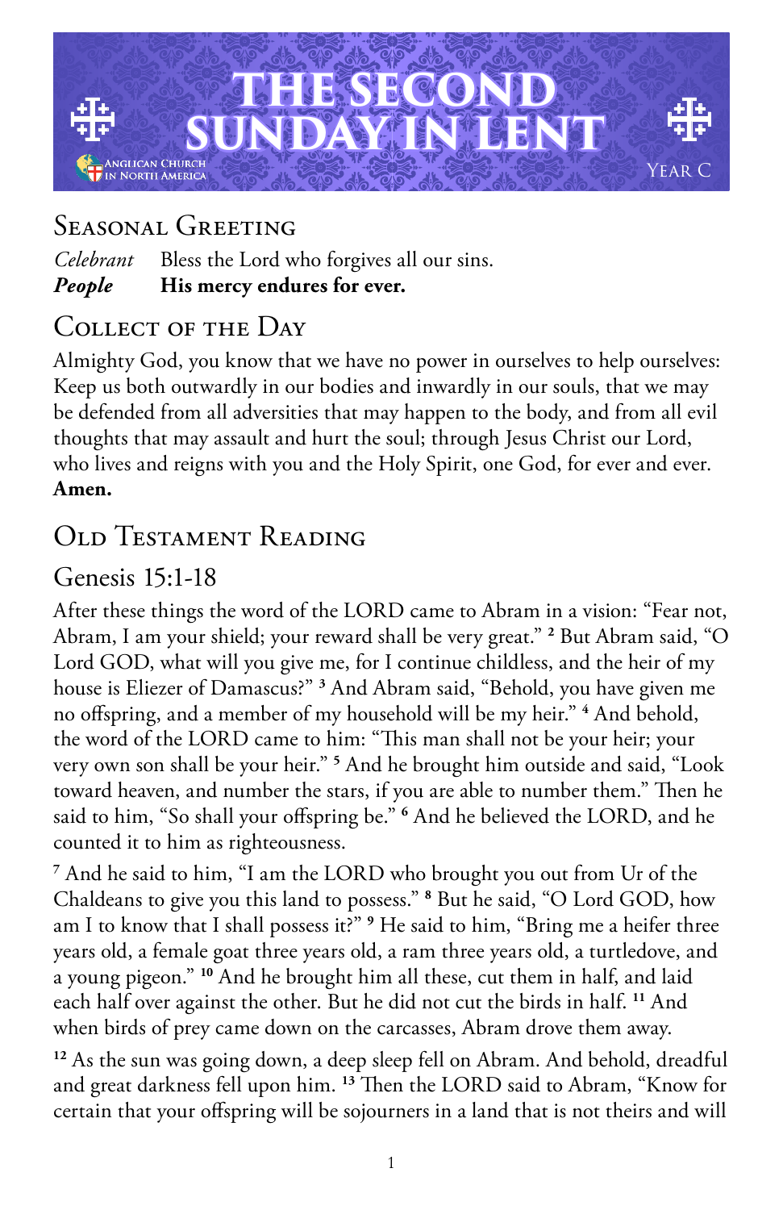# THE SECOND SUNDAY IN LENT

Anglican Church in North America

Year C

## Seasonal Greeting

*Celebrant* Bless the Lord who forgives all our sins.
***People*** **His mercy endures for ever.**

## Collect of the Day

Almighty God, you know that we have no power in ourselves to help ourselves: Keep us both outwardly in our bodies and inwardly in our souls, that we may be defended from all adversities that may happen to the body, and from all evil thoughts that may assault and hurt the soul; through Jesus Christ our Lord, who lives and reigns with you and the Holy Spirit, one God, for ever and ever. **Amen.**

## Old Testament Reading

### Genesis 15:1-18

After these things the word of the LORD came to Abram in a vision: "Fear not, Abram, I am your shield; your reward shall be very great." [2] But Abram said, "O Lord GOD, what will you give me, for I continue childless, and the heir of my house is Eliezer of Damascus?" [3] And Abram said, "Behold, you have given me no offspring, and a member of my household will be my heir." [4] And behold, the word of the LORD came to him: "This man shall not be your heir; your very own son shall be your heir." [5] And he brought him outside and said, "Look toward heaven, and number the stars, if you are able to number them." Then he said to him, "So shall your offspring be." [6] And he believed the LORD, and he counted it to him as righteousness.

[7] And he said to him, "I am the LORD who brought you out from Ur of the Chaldeans to give you this land to possess." [8] But he said, "O Lord GOD, how am I to know that I shall possess it?" [9] He said to him, "Bring me a heifer three years old, a female goat three years old, a ram three years old, a turtledove, and a young pigeon." [10] And he brought him all these, cut them in half, and laid each half over against the other. But he did not cut the birds in half. [11] And when birds of prey came down on the carcasses, Abram drove them away.

[12] As the sun was going down, a deep sleep fell on Abram. And behold, dreadful and great darkness fell upon him. [13] Then the LORD said to Abram, "Know for certain that your offspring will be sojourners in a land that is not theirs and will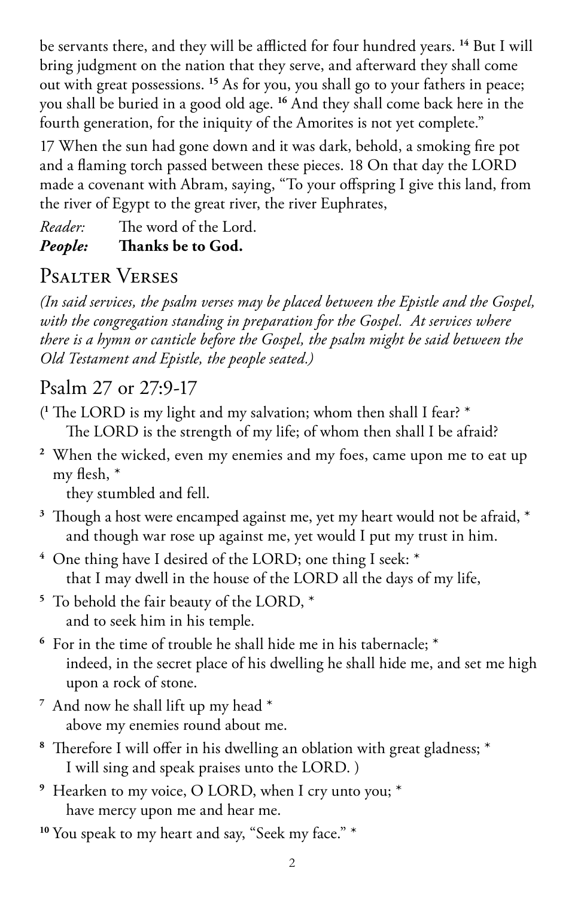be servants there, and they will be afflicted for four hundred years. [14] But I will bring judgment on the nation that they serve, and afterward they shall come out with great possessions. [15] As for you, you shall go to your fathers in peace; you shall be buried in a good old age. [16] And they shall come back here in the fourth generation, for the iniquity of the Amorites is not yet complete."

17 When the sun had gone down and it was dark, behold, a smoking fire pot and a flaming torch passed between these pieces. 18 On that day the LORD made a covenant with Abram, saying, "To your offspring I give this land, from the river of Egypt to the great river, the river Euphrates,

*Reader:* The word of the Lord.
***People:*** **Thanks be to God.**

## Psalter Verses

*(In said services, the psalm verses may be placed between the Epistle and the Gospel, with the congregation standing in preparation for the Gospel. At services where there is a hymn or canticle before the Gospel, the psalm might be said between the Old Testament and Epistle, the people seated.)*

### Psalm 27 or 27:9-17

([1] The LORD is my light and my salvation; whom then shall I fear? *
The LORD is the strength of my life; of whom then shall I be afraid?

[2] When the wicked, even my enemies and my foes, came upon me to eat up my flesh, *
they stumbled and fell.

[3] Though a host were encamped against me, yet my heart would not be afraid, *
and though war rose up against me, yet would I put my trust in him.

[4] One thing have I desired of the LORD; one thing I seek: *
that I may dwell in the house of the LORD all the days of my life,

[5] To behold the fair beauty of the LORD, *
and to seek him in his temple.

[6] For in the time of trouble he shall hide me in his tabernacle; *
indeed, in the secret place of his dwelling he shall hide me, and set me high upon a rock of stone.

[7] And now he shall lift up my head *
above my enemies round about me.

[8] Therefore I will offer in his dwelling an oblation with great gladness; *
I will sing and speak praises unto the LORD. )

[9] Hearken to my voice, O LORD, when I cry unto you; *
have mercy upon me and hear me.

[10] You speak to my heart and say, "Seek my face." *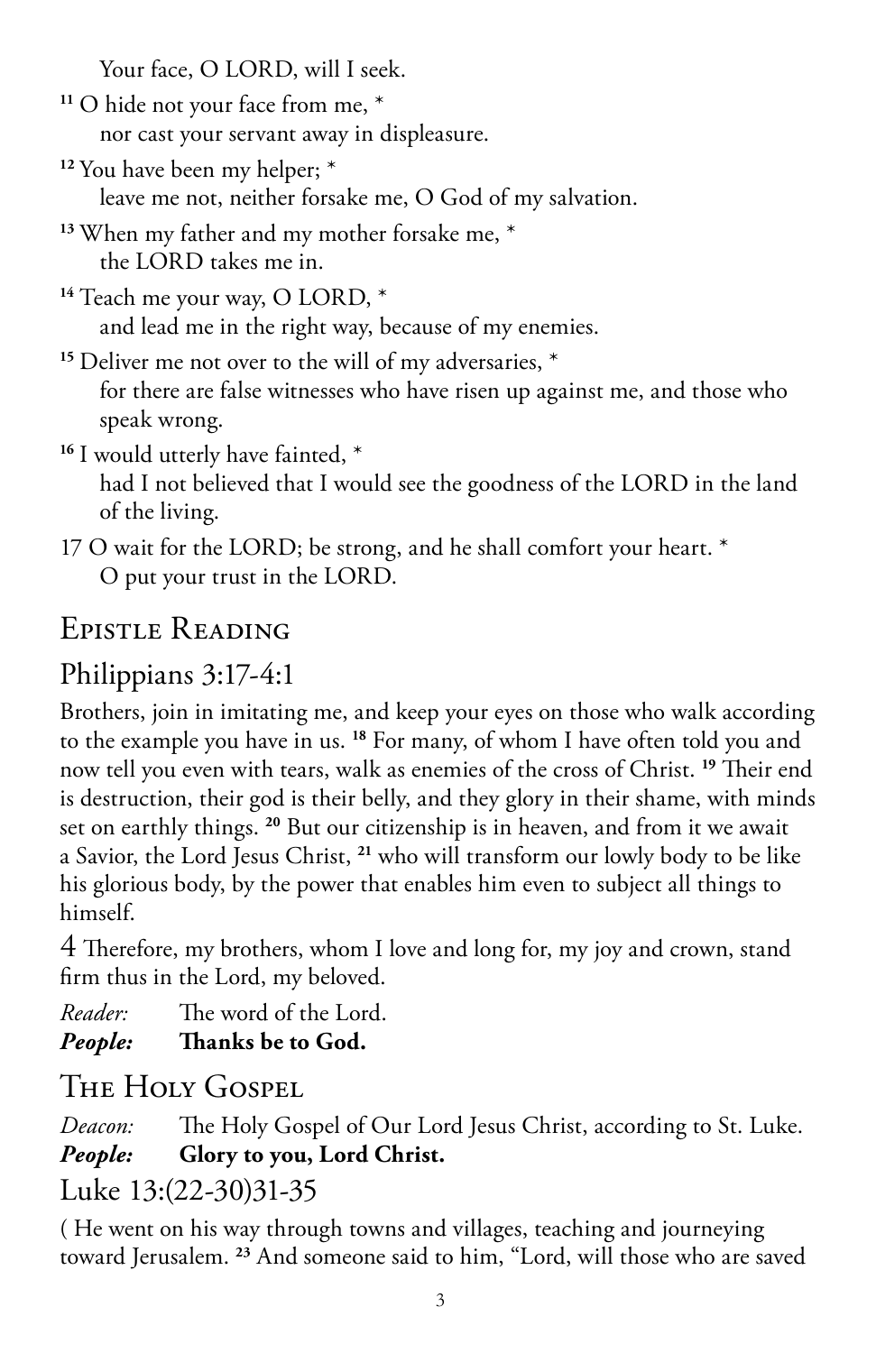Your face, O LORD, will I seek.

[11] O hide not your face from me, *
nor cast your servant away in displeasure.

[12] You have been my helper; *
leave me not, neither forsake me, O God of my salvation.

[13] When my father and my mother forsake me, *
the LORD takes me in.

[14] Teach me your way, O LORD, *
and lead me in the right way, because of my enemies.

[15] Deliver me not over to the will of my adversaries, *
for there are false witnesses who have risen up against me, and those who speak wrong.

[16] I would utterly have fainted, *
had I not believed that I would see the goodness of the LORD in the land of the living.

17 O wait for the LORD; be strong, and he shall comfort your heart. *
O put your trust in the LORD.

## Epistle Reading

## Philippians 3:17-4:1

Brothers, join in imitating me, and keep your eyes on those who walk according to the example you have in us. [18] For many, of whom I have often told you and now tell you even with tears, walk as enemies of the cross of Christ. [19] Their end is destruction, their god is their belly, and they glory in their shame, with minds set on earthly things. [20] But our citizenship is in heaven, and from it we await a Savior, the Lord Jesus Christ, [21] who will transform our lowly body to be like his glorious body, by the power that enables him even to subject all things to himself.

4 Therefore, my brothers, whom I love and long for, my joy and crown, stand firm thus in the Lord, my beloved.

*Reader:* The word of the Lord.
***People:*** **Thanks be to God.**

## The Holy Gospel

*Deacon:* The Holy Gospel of Our Lord Jesus Christ, according to St. Luke.
***People:*** **Glory to you, Lord Christ.**

## Luke 13:(22-30)31-35

( He went on his way through towns and villages, teaching and journeying toward Jerusalem. [23] And someone said to him, "Lord, will those who are saved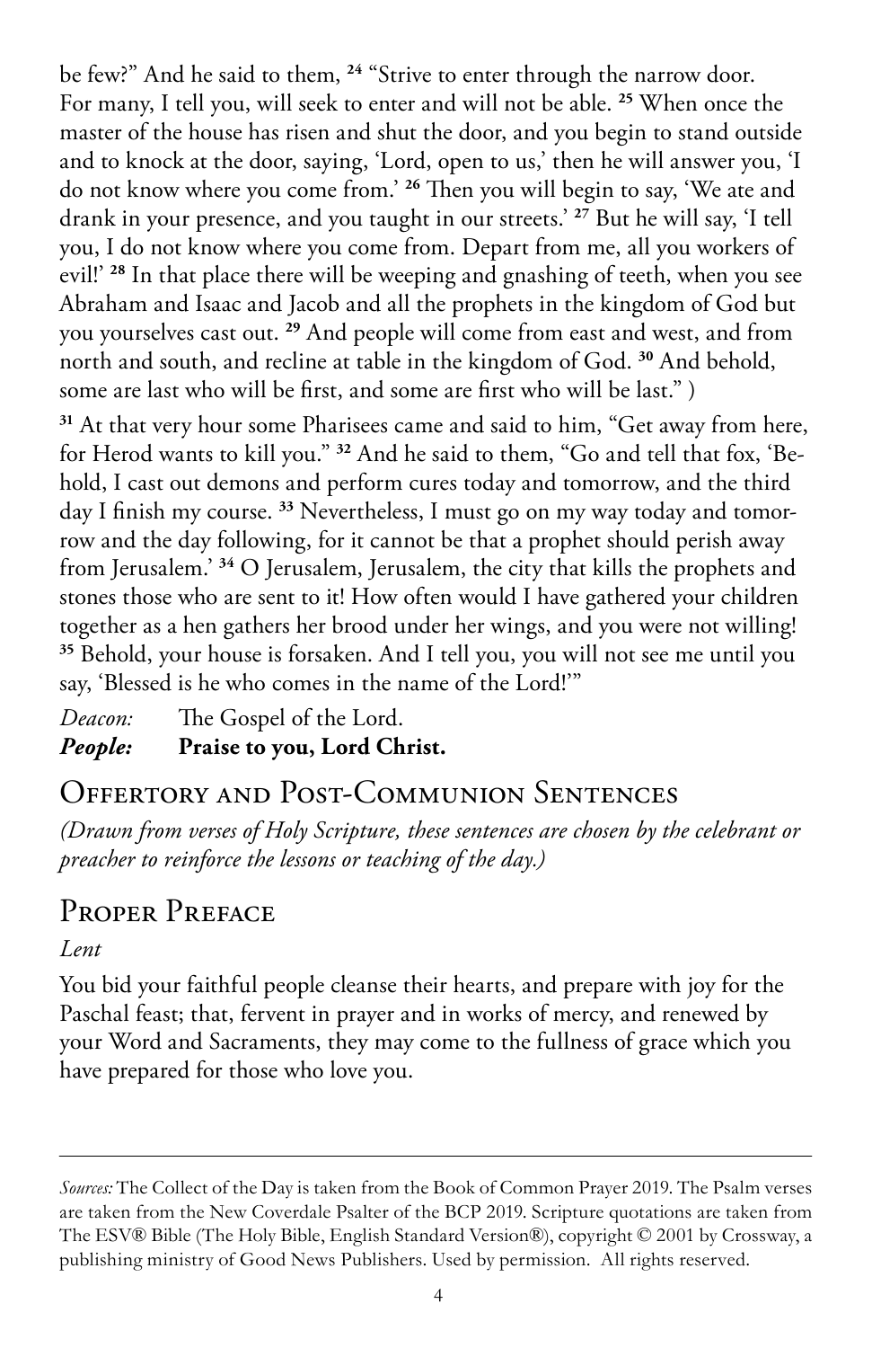be few?" And he said to them, [24] "Strive to enter through the narrow door. For many, I tell you, will seek to enter and will not be able. [25] When once the master of the house has risen and shut the door, and you begin to stand outside and to knock at the door, saying, 'Lord, open to us,' then he will answer you, 'I do not know where you come from.' [26] Then you will begin to say, 'We ate and drank in your presence, and you taught in our streets.' [27] But he will say, 'I tell you, I do not know where you come from. Depart from me, all you workers of evil!' [28] In that place there will be weeping and gnashing of teeth, when you see Abraham and Isaac and Jacob and all the prophets in the kingdom of God but you yourselves cast out. [29] And people will come from east and west, and from north and south, and recline at table in the kingdom of God. [30] And behold, some are last who will be first, and some are first who will be last." )

[31] At that very hour some Pharisees came and said to him, "Get away from here, for Herod wants to kill you." [32] And he said to them, "Go and tell that fox, 'Behold, I cast out demons and perform cures today and tomorrow, and the third day I finish my course. [33] Nevertheless, I must go on my way today and tomorrow and the day following, for it cannot be that a prophet should perish away from Jerusalem.' [34] O Jerusalem, Jerusalem, the city that kills the prophets and stones those who are sent to it! How often would I have gathered your children together as a hen gathers her brood under her wings, and you were not willing! [35] Behold, your house is forsaken. And I tell you, you will not see me until you say, 'Blessed is he who comes in the name of the Lord!'"

*Deacon:* The Gospel of the Lord.
***People:*** **Praise to you, Lord Christ.**

## Offertory and Post-Communion Sentences

*(Drawn from verses of Holy Scripture, these sentences are chosen by the celebrant or preacher to reinforce the lessons or teaching of the day.)*

## Proper Preface

*Lent*

You bid your faithful people cleanse their hearts, and prepare with joy for the Paschal feast; that, fervent in prayer and in works of mercy, and renewed by your Word and Sacraments, they may come to the fullness of grace which you have prepared for those who love you.

---

*Sources:* The Collect of the Day is taken from the Book of Common Prayer 2019. The Psalm verses are taken from the New Coverdale Psalter of the BCP 2019. Scripture quotations are taken from The ESV® Bible (The Holy Bible, English Standard Version®), copyright © 2001 by Crossway, a publishing ministry of Good News Publishers. Used by permission. All rights reserved.